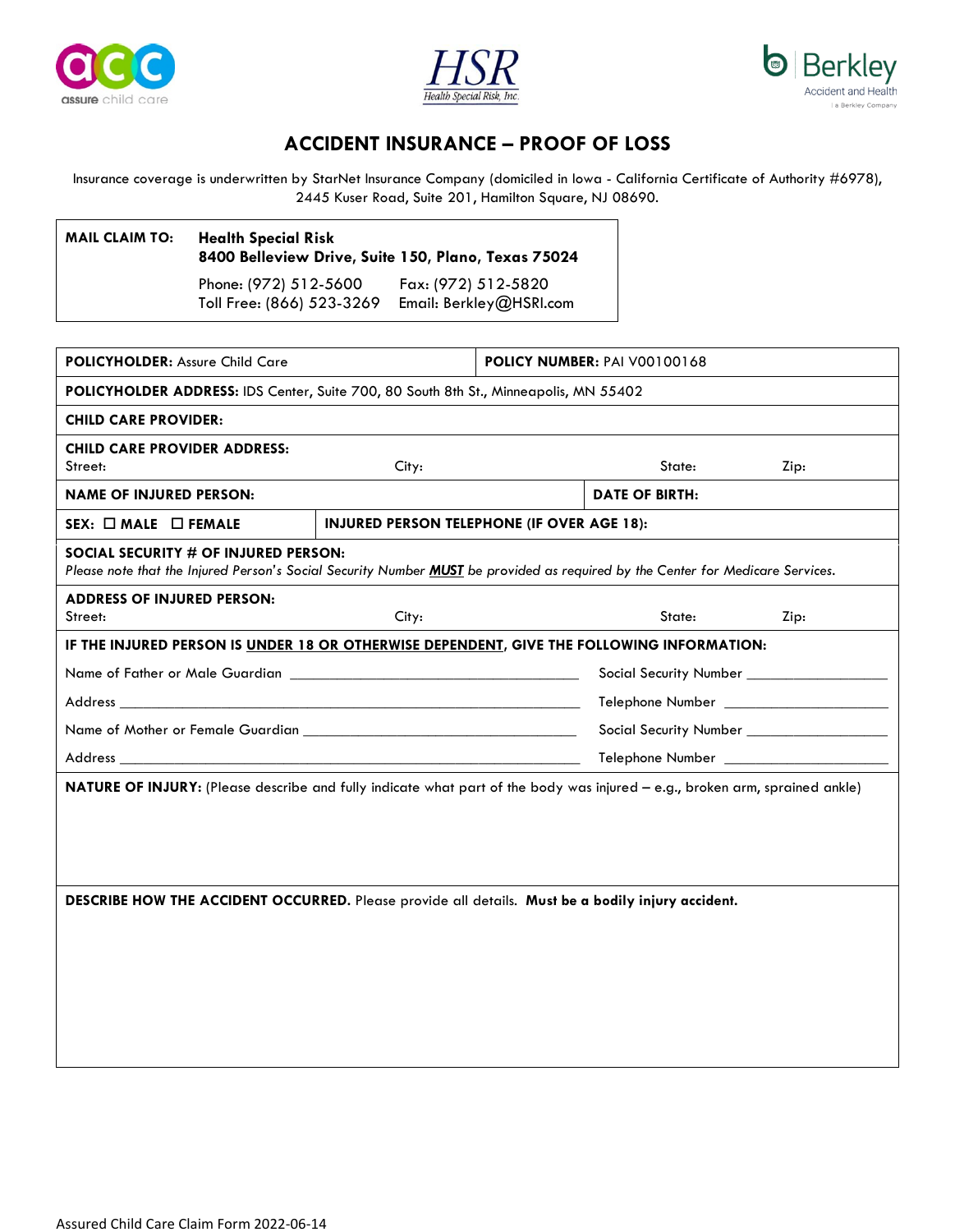# ACCIDENT INSURANCE – PROOF OF LOSS

Insurance coverage is underwritten by StarNet Insurance Company (domiciled in Iowa - California Certificate of Authority #6978), 2445 Kuser Road, Suite 201, Hamilton Square, NJ 08690.

| | |
|---|---|
| **MAIL CLAIM TO:** | **Health Special Risk**<br>**8400 Belleview Drive, Suite 150, Plano, Texas 75024**<br>Phone: (972) 512-5600 Fax: (972) 512-5820<br>Toll Free: (866) 523-3269 Email: Berkley@HSRI.com |

| | |
|---|---|
| **POLICYHOLDER:** Assure Child Care | **POLICY NUMBER:** PAI V00100168 |
| **POLICYHOLDER ADDRESS:** IDS Center, Suite 700, 80 South 8th St., Minneapolis, MN 55402 | |
| **CHILD CARE PROVIDER:** | |
| **CHILD CARE PROVIDER ADDRESS:**<br>Street: City: State: Zip: | |
| **NAME OF INJURED PERSON:** | **DATE OF BIRTH:** |
| **SEX:** ☐ **MALE** ☐ **FEMALE** | **INJURED PERSON TELEPHONE (IF OVER AGE 18):** |
| **SOCIAL SECURITY # OF INJURED PERSON:**<br>*Please note that the Injured Person's Social Security Number **MUST** be provided as required by the Center for Medicare Services.* | |
| **ADDRESS OF INJURED PERSON:**<br>Street: City: State: Zip: | |

**IF THE INJURED PERSON IS UNDER 18 OR OTHERWISE DEPENDENT, GIVE THE FOLLOWING INFORMATION:**

Name of Father or Male Guardian ______________________ Social Security Number ______________

Address ______________________ Telephone Number ______________

Name of Mother or Female Guardian ______________________ Social Security Number ______________

Address ______________________ Telephone Number ______________

**NATURE OF INJURY:** (Please describe and fully indicate what part of the body was injured – e.g., broken arm, sprained ankle)

**DESCRIBE HOW THE ACCIDENT OCCURRED.** Please provide all details. **Must be a bodily injury accident.**

Assured Child Care Claim Form 2022-06-14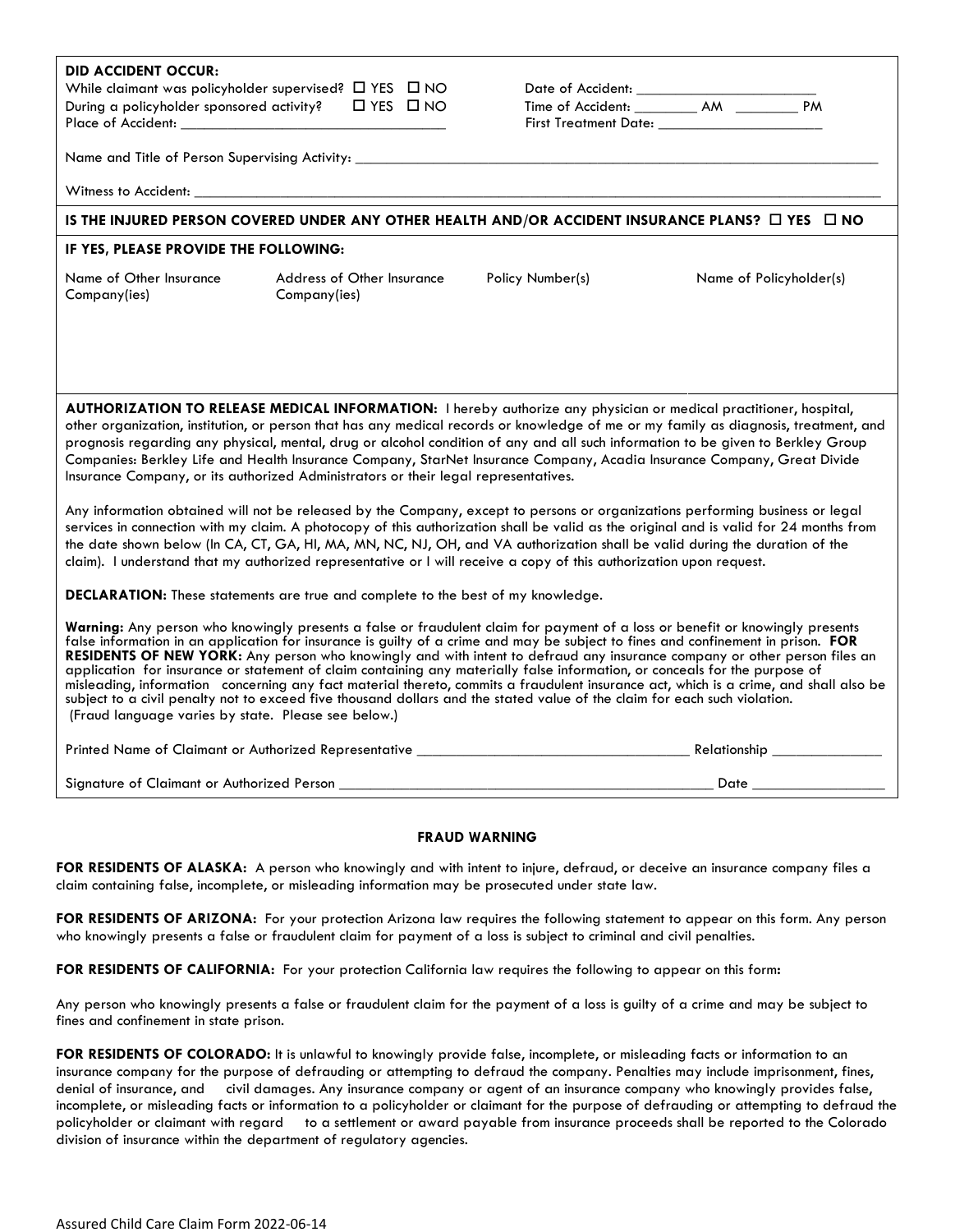**DID ACCIDENT OCCUR:**

While claimant was policyholder supervised? ☐ YES ☐ NO

During a policyholder sponsored activity? ☐ YES ☐ NO

Place of Accident: ___________________________________

Date of Accident: ________________________

Time of Accident: ________ AM ________ PM

First Treatment Date: ______________________

Name and Title of Person Supervising Activity: ______________________________________________________________________

Witness to Accident: ______________________________________________________________________________________

**IS THE INJURED PERSON COVERED UNDER ANY OTHER HEALTH AND/OR ACCIDENT INSURANCE PLANS? ☐ YES ☐ NO**

**IF YES, PLEASE PROVIDE THE FOLLOWING:**

| Name of Other Insurance Company(ies) | Address of Other Insurance Company(ies) | Policy Number(s) | Name of Policyholder(s) |
|---|---|---|---|
| | | | |

**AUTHORIZATION TO RELEASE MEDICAL INFORMATION:** I hereby authorize any physician or medical practitioner, hospital, other organization, institution, or person that has any medical records or knowledge of me or my family as diagnosis, treatment, and prognosis regarding any physical, mental, drug or alcohol condition of any and all such information to be given to Berkley Group Companies: Berkley Life and Health Insurance Company, StarNet Insurance Company, Acadia Insurance Company, Great Divide Insurance Company, or its authorized Administrators or their legal representatives.

Any information obtained will not be released by the Company, except to persons or organizations performing business or legal services in connection with my claim. A photocopy of this authorization shall be valid as the original and is valid for 24 months from the date shown below (In CA, CT, GA, HI, MA, MN, NC, NJ, OH, and VA authorization shall be valid during the duration of the claim). I understand that my authorized representative or I will receive a copy of this authorization upon request.

**DECLARATION:** These statements are true and complete to the best of my knowledge.

**Warning:** Any person who knowingly presents a false or fraudulent claim for payment of a loss or benefit or knowingly presents false information in an application for insurance is guilty of a crime and may be subject to fines and confinement in prison. **FOR RESIDENTS OF NEW YORK:** Any person who knowingly and with intent to defraud any insurance company or other person files an application for insurance or statement of claim containing any materially false information, or conceals for the purpose of misleading, information concerning any fact material thereto, commits a fraudulent insurance act, which is a crime, and shall also be subject to a civil penalty not to exceed five thousand dollars and the stated value of the claim for each such violation.
(Fraud language varies by state. Please see below.)

Printed Name of Claimant or Authorized Representative ___________________________________ Relationship ______________

Signature of Claimant or Authorized Person _______________________________________________ Date _________________

**FRAUD WARNING**

**FOR RESIDENTS OF ALASKA:** A person who knowingly and with intent to injure, defraud, or deceive an insurance company files a claim containing false, incomplete, or misleading information may be prosecuted under state law.

**FOR RESIDENTS OF ARIZONA:** For your protection Arizona law requires the following statement to appear on this form. Any person who knowingly presents a false or fraudulent claim for payment of a loss is subject to criminal and civil penalties.

**FOR RESIDENTS OF CALIFORNIA:** For your protection California law requires the following to appear on this form:

Any person who knowingly presents a false or fraudulent claim for the payment of a loss is guilty of a crime and may be subject to fines and confinement in state prison.

**FOR RESIDENTS OF COLORADO:** It is unlawful to knowingly provide false, incomplete, or misleading facts or information to an insurance company for the purpose of defrauding or attempting to defraud the company. Penalties may include imprisonment, fines, denial of insurance, and civil damages. Any insurance company or agent of an insurance company who knowingly provides false, incomplete, or misleading facts or information to a policyholder or claimant for the purpose of defrauding or attempting to defraud the policyholder or claimant with regard to a settlement or award payable from insurance proceeds shall be reported to the Colorado division of insurance within the department of regulatory agencies.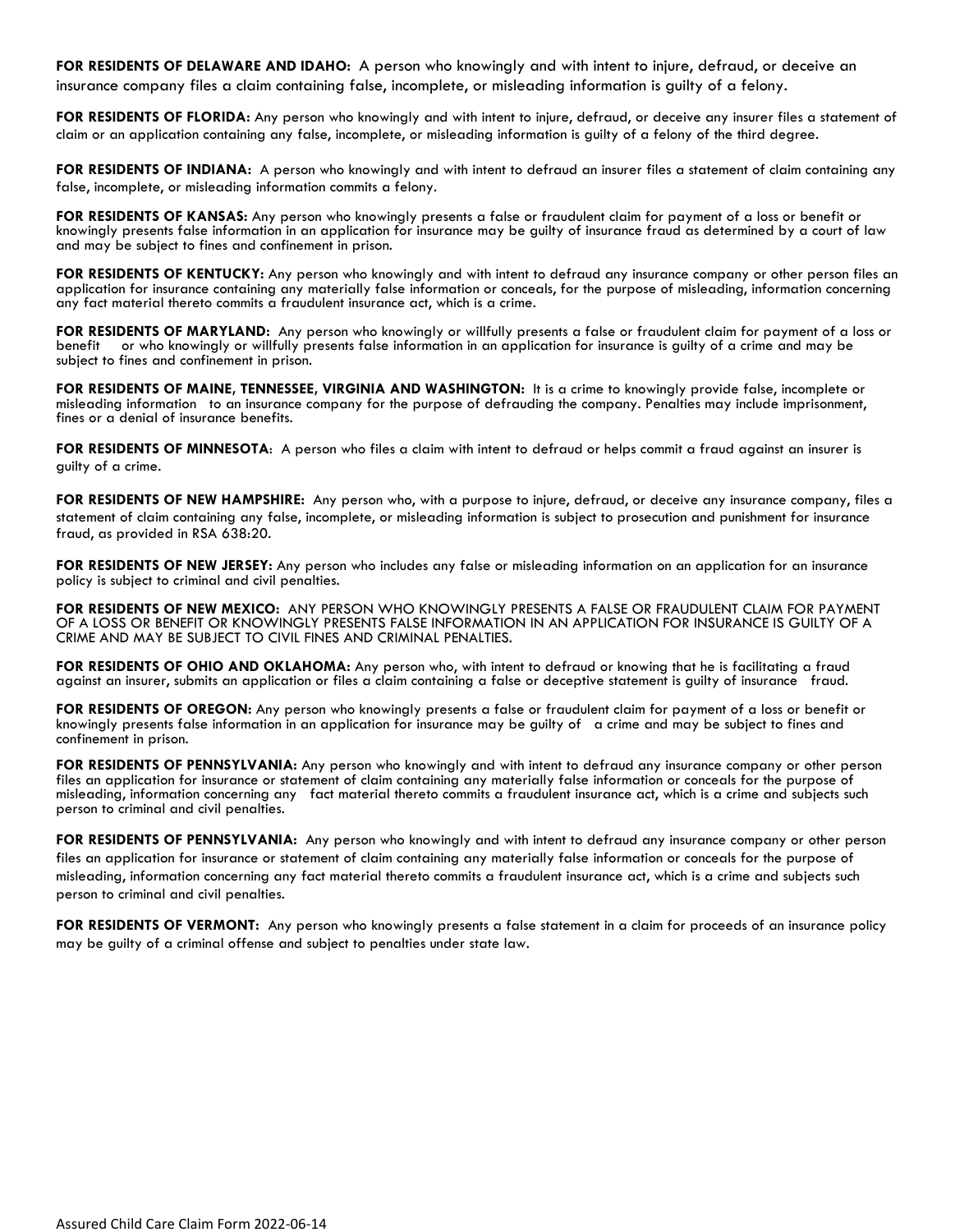**FOR RESIDENTS OF DELAWARE AND IDAHO:** A person who knowingly and with intent to injure, defraud, or deceive an insurance company files a claim containing false, incomplete, or misleading information is guilty of a felony.

**FOR RESIDENTS OF FLORIDA:** Any person who knowingly and with intent to injure, defraud, or deceive any insurer files a statement of claim or an application containing any false, incomplete, or misleading information is guilty of a felony of the third degree.

**FOR RESIDENTS OF INDIANA:** A person who knowingly and with intent to defraud an insurer files a statement of claim containing any false, incomplete, or misleading information commits a felony.

**FOR RESIDENTS OF KANSAS:** Any person who knowingly presents a false or fraudulent claim for payment of a loss or benefit or knowingly presents false information in an application for insurance may be guilty of insurance fraud as determined by a court of law and may be subject to fines and confinement in prison.

**FOR RESIDENTS OF KENTUCKY:** Any person who knowingly and with intent to defraud any insurance company or other person files an application for insurance containing any materially false information or conceals, for the purpose of misleading, information concerning any fact material thereto commits a fraudulent insurance act, which is a crime.

**FOR RESIDENTS OF MARYLAND:** Any person who knowingly or willfully presents a false or fraudulent claim for payment of a loss or benefit or who knowingly or willfully presents false information in an application for insurance is guilty of a crime and may be subject to fines and confinement in prison.

**FOR RESIDENTS OF MAINE, TENNESSEE, VIRGINIA AND WASHINGTON:** It is a crime to knowingly provide false, incomplete or misleading information to an insurance company for the purpose of defrauding the company. Penalties may include imprisonment, fines or a denial of insurance benefits.

**FOR RESIDENTS OF MINNESOTA:** A person who files a claim with intent to defraud or helps commit a fraud against an insurer is guilty of a crime.

**FOR RESIDENTS OF NEW HAMPSHIRE:** Any person who, with a purpose to injure, defraud, or deceive any insurance company, files a statement of claim containing any false, incomplete, or misleading information is subject to prosecution and punishment for insurance fraud, as provided in RSA 638:20.

**FOR RESIDENTS OF NEW JERSEY:** Any person who includes any false or misleading information on an application for an insurance policy is subject to criminal and civil penalties.

**FOR RESIDENTS OF NEW MEXICO:** ANY PERSON WHO KNOWINGLY PRESENTS A FALSE OR FRAUDULENT CLAIM FOR PAYMENT OF A LOSS OR BENEFIT OR KNOWINGLY PRESENTS FALSE INFORMATION IN AN APPLICATION FOR INSURANCE IS GUILTY OF A CRIME AND MAY BE SUBJECT TO CIVIL FINES AND CRIMINAL PENALTIES.

**FOR RESIDENTS OF OHIO AND OKLAHOMA:** Any person who, with intent to defraud or knowing that he is facilitating a fraud against an insurer, submits an application or files a claim containing a false or deceptive statement is guilty of insurance fraud.

**FOR RESIDENTS OF OREGON:** Any person who knowingly presents a false or fraudulent claim for payment of a loss or benefit or knowingly presents false information in an application for insurance may be guilty of a crime and may be subject to fines and confinement in prison.

**FOR RESIDENTS OF PENNSYLVANIA:** Any person who knowingly and with intent to defraud any insurance company or other person files an application for insurance or statement of claim containing any materially false information or conceals for the purpose of misleading, information concerning any fact material thereto commits a fraudulent insurance act, which is a crime and subjects such person to criminal and civil penalties.

**FOR RESIDENTS OF PENNSYLVANIA:** Any person who knowingly and with intent to defraud any insurance company or other person files an application for insurance or statement of claim containing any materially false information or conceals for the purpose of misleading, information concerning any fact material thereto commits a fraudulent insurance act, which is a crime and subjects such person to criminal and civil penalties.

**FOR RESIDENTS OF VERMONT:** Any person who knowingly presents a false statement in a claim for proceeds of an insurance policy may be guilty of a criminal offense and subject to penalties under state law.